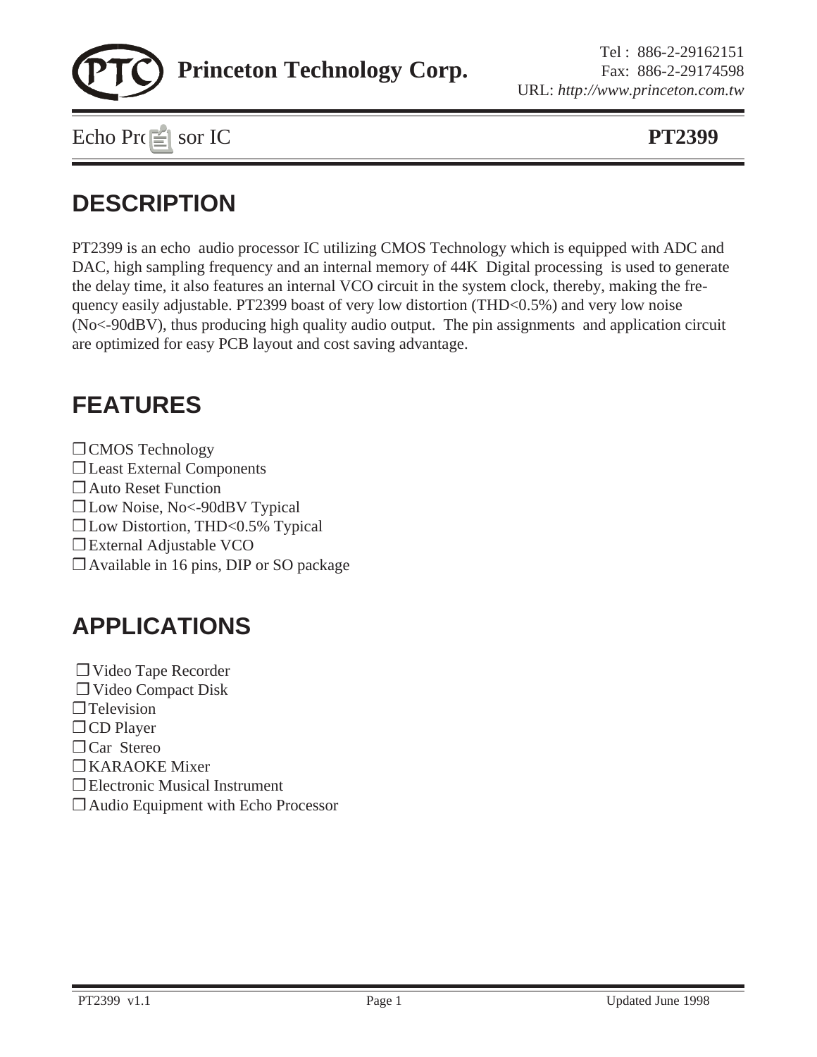Princeton Technology Corp.

Tel : 886-2-29162151
Fax: 886-2-29174598
URL: *http://www.princeton.com.tw*

Echo Processor IC **PT2399**

# DESCRIPTION

PT2399 is an echo audio processor IC utilizing CMOS Technology which is equipped with ADC and DAC, high sampling frequency and an internal memory of 44K Digital processing is used to generate the delay time, it also features an internal VCO circuit in the system clock, thereby, making the frequency easily adjustable. PT2399 boast of very low distortion (THD<0.5%) and very low noise (No<-90dBV), thus producing high quality audio output. The pin assignments and application circuit are optimized for easy PCB layout and cost saving advantage.

# FEATURES

- CMOS Technology
- Least External Components
- Auto Reset Function
- Low Noise, No<-90dBV Typical
- Low Distortion, THD<0.5% Typical
- External Adjustable VCO
- Available in 16 pins, DIP or SO package

# APPLICATIONS

- Video Tape Recorder
- Video Compact Disk
- Television
- CD Player
- Car Stereo
- KARAOKE Mixer
- Electronic Musical Instrument
- Audio Equipment with Echo Processor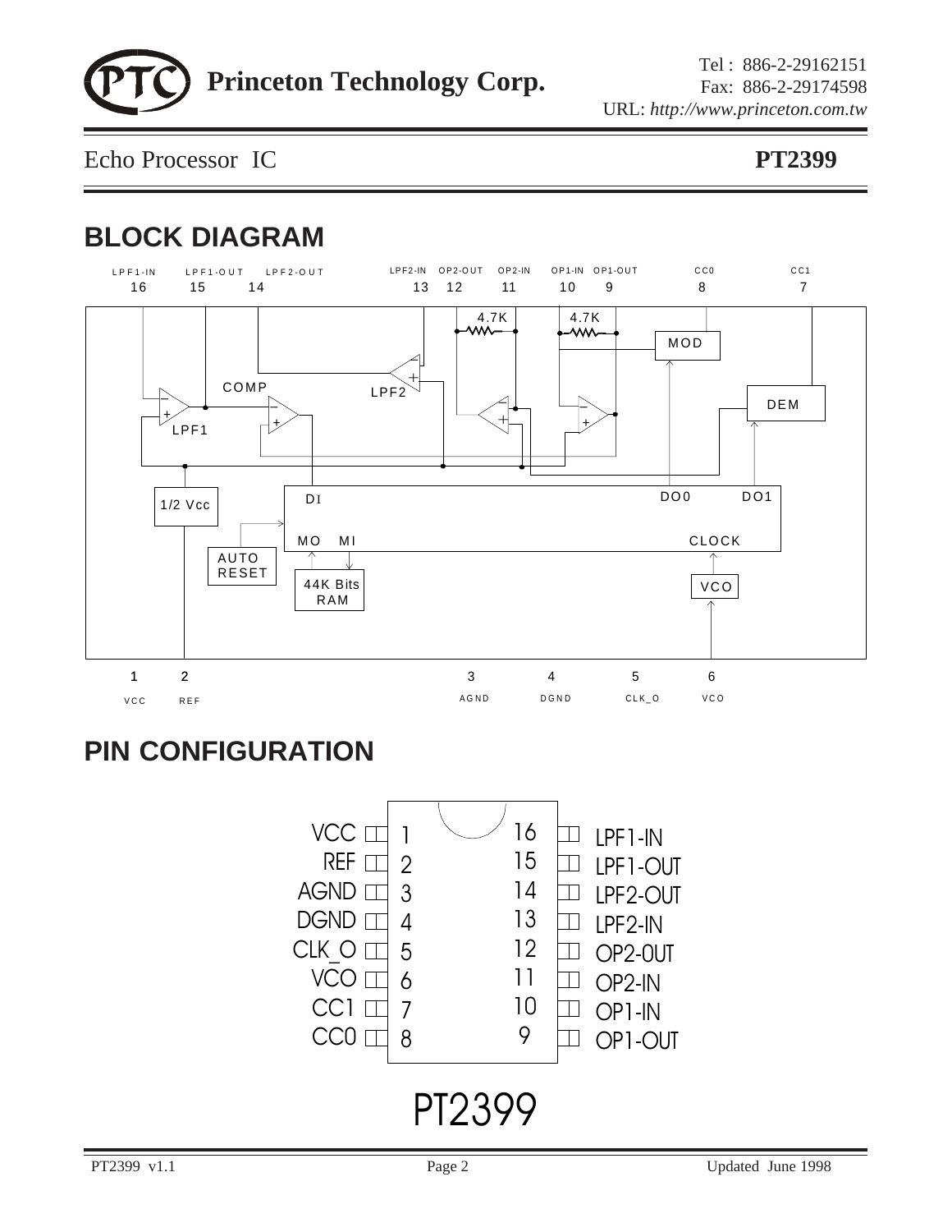## BLOCK DIAGRAM

## PIN CONFIGURATION

| Pin | Name | Pin | Name |
|---|---|---|---|
| 1 | VCC | 16 | LPF1-IN |
| 2 | REF | 15 | LPF1-OUT |
| 3 | AGND | 14 | LPF2-OUT |
| 4 | DGND | 13 | LPF2-IN |
| 5 | CLK_O | 12 | OP2-OUT |
| 6 | VCO | 11 | OP2-IN |
| 7 | CC1 | 10 | OP1-IN |
| 8 | CC0 | 9 | OP1-OUT |

PT2399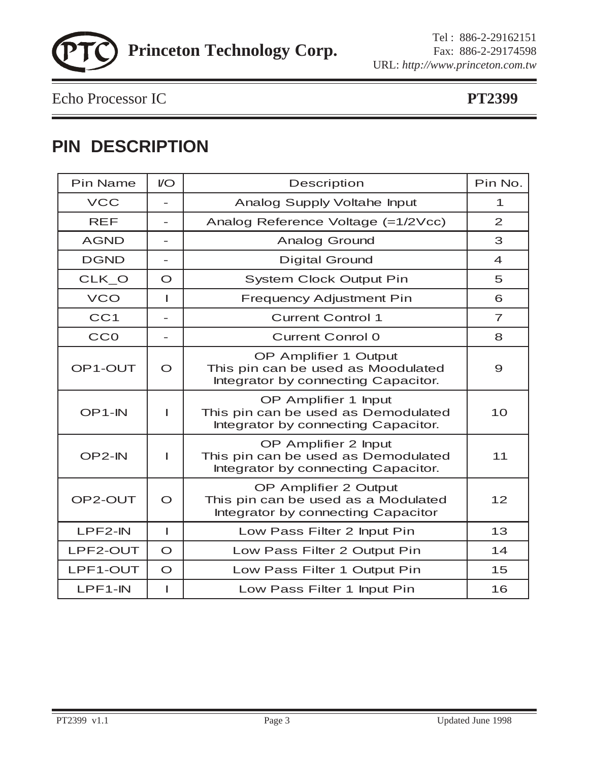## PIN DESCRIPTION

| Pin Name | I/O | Description | Pin No. |
|---|---|---|---|
| VCC | - | Analog Supply Voltahe Input | 1 |
| REF | - | Analog Reference Voltage (=1/2Vcc) | 2 |
| AGND | - | Analog Ground | 3 |
| DGND | - | Digital Ground | 4 |
| CLK_O | O | System Clock Output Pin | 5 |
| VCO | I | Frequency Adjustment Pin | 6 |
| CC1 | - | Current Control 1 | 7 |
| CC0 | - | Current Conrol 0 | 8 |
| OP1-OUT | O | OP Amplifier 1 Output<br>This pin can be used as Moodulated Integrator by connecting Capacitor. | 9 |
| OP1-IN | I | OP Amplifier 1 Input<br>This pin can be used as Demodulated Integrator by connecting Capacitor. | 10 |
| OP2-IN | I | OP Amplifier 2 Input<br>This pin can be used as Demodulated Integrator by connecting Capacitor. | 11 |
| OP2-OUT | O | OP Amplifier 2 Output<br>This pin can be used as a Modulated Integrator by connecting Capacitor | 12 |
| LPF2-IN | I | Low Pass Filter 2 Input Pin | 13 |
| LPF2-OUT | O | Low Pass Filter 2 Output Pin | 14 |
| LPF1-OUT | O | Low Pass Filter 1 Output Pin | 15 |
| LPF1-IN | I | Low Pass Filter 1 Input Pin | 16 |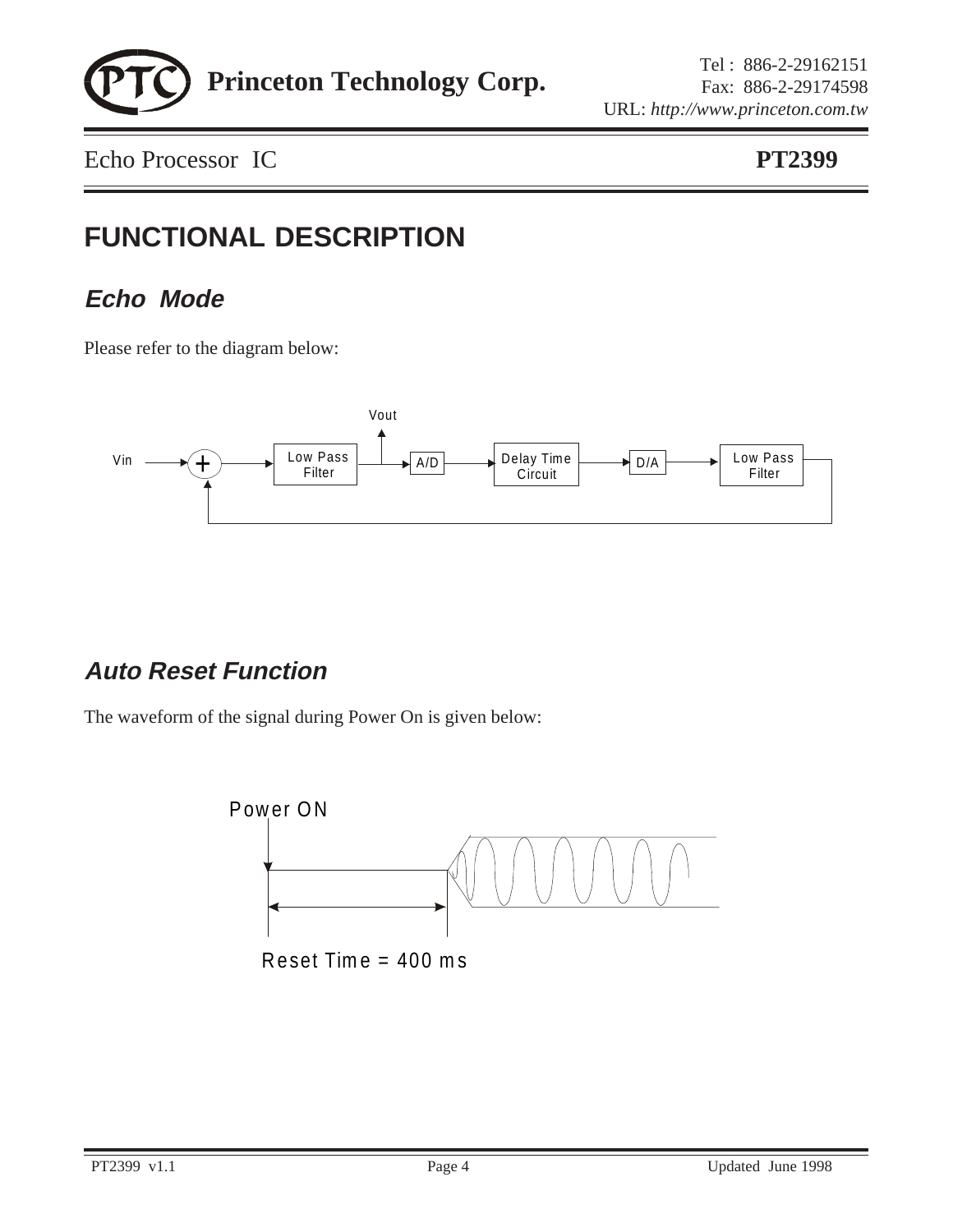# FUNCTIONAL DESCRIPTION

## *Echo Mode*

Please refer to the diagram below:

Vout

Vin + Low Pass Filter A/D Delay Time Circuit D/A Low Pass Filter

## *Auto Reset Function*

The waveform of the signal during Power On is given below:

Power ON

Reset Time = 400 ms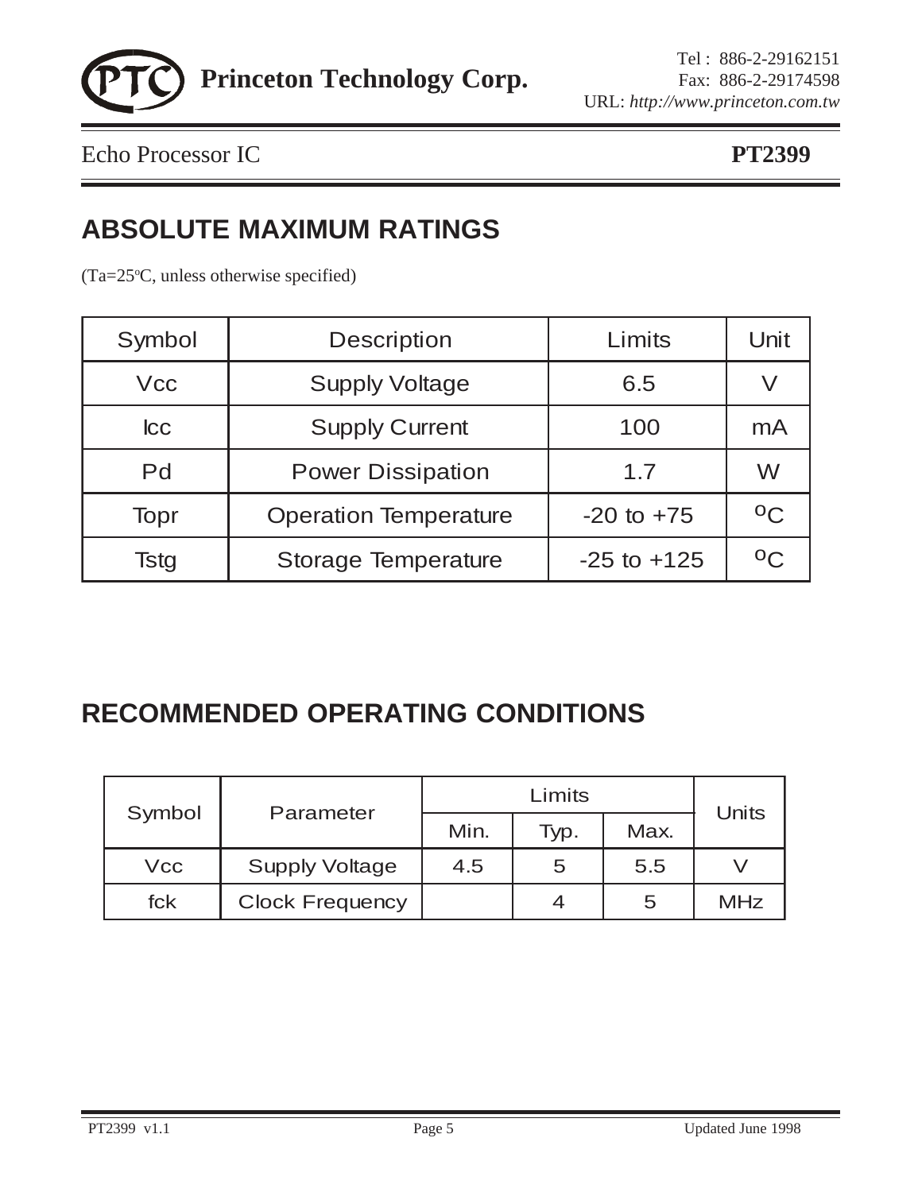## ABSOLUTE MAXIMUM RATINGS

(Ta=25°C, unless otherwise specified)

| Symbol | Description | Limits | Unit |
|---|---|---|---|
| Vcc | Supply Voltage | 6.5 | V |
| Icc | Supply Current | 100 | mA |
| Pd | Power Dissipation | 1.7 | W |
| Topr | Operation Temperature | -20 to +75 | °C |
| Tstg | Storage Temperature | -25 to +125 | °C |

## RECOMMENDED OPERATING CONDITIONS

| Symbol | Parameter | Limits | | | Units |
|---|---|---|---|---|---|
| | | Min. | Typ. | Max. | |
| Vcc | Supply Voltage | 4.5 | 5 | 5.5 | V |
| fck | Clock Frequency | | 4 | 5 | MHz |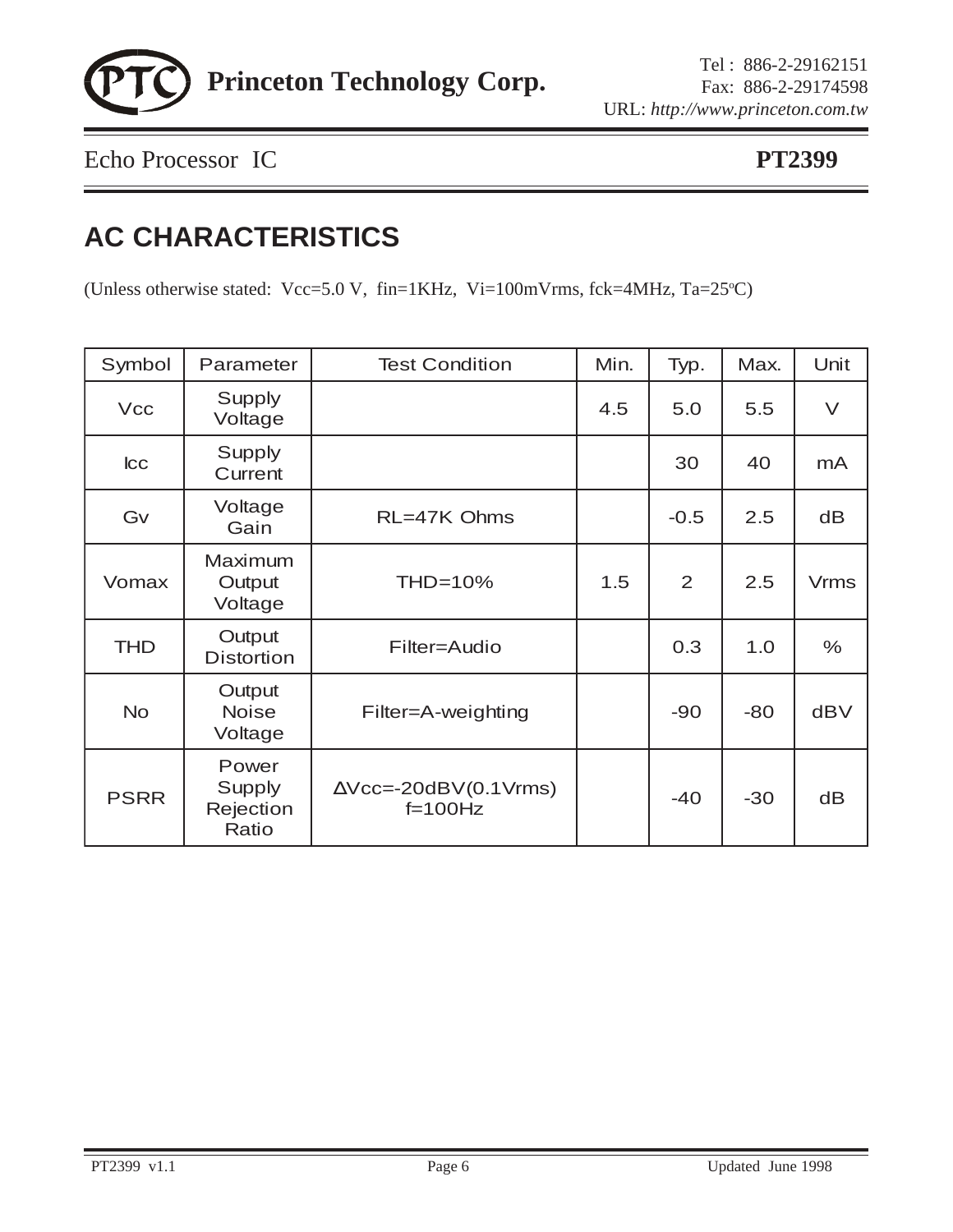## AC CHARACTERISTICS

(Unless otherwise stated: Vcc=5.0 V, fin=1KHz, Vi=100mVrms, fck=4MHz, Ta=25°C)

| Symbol | Parameter | Test Condition | Min. | Typ. | Max. | Unit |
|---|---|---|---|---|---|---|
| Vcc | Supply Voltage | | 4.5 | 5.0 | 5.5 | V |
| Icc | Supply Current | | | 30 | 40 | mA |
| Gv | Voltage Gain | RL=47K Ohms | | -0.5 | 2.5 | dB |
| Vomax | Maximum Output Voltage | THD=10% | 1.5 | 2 | 2.5 | Vrms |
| THD | Output Distortion | Filter=Audio | | 0.3 | 1.0 | % |
| No | Output Noise Voltage | Filter=A-weighting | | -90 | -80 | dBV |
| PSRR | Power Supply Rejection Ratio | ΔVcc=-20dBV(0.1Vrms) f=100Hz | | -40 | -30 | dB |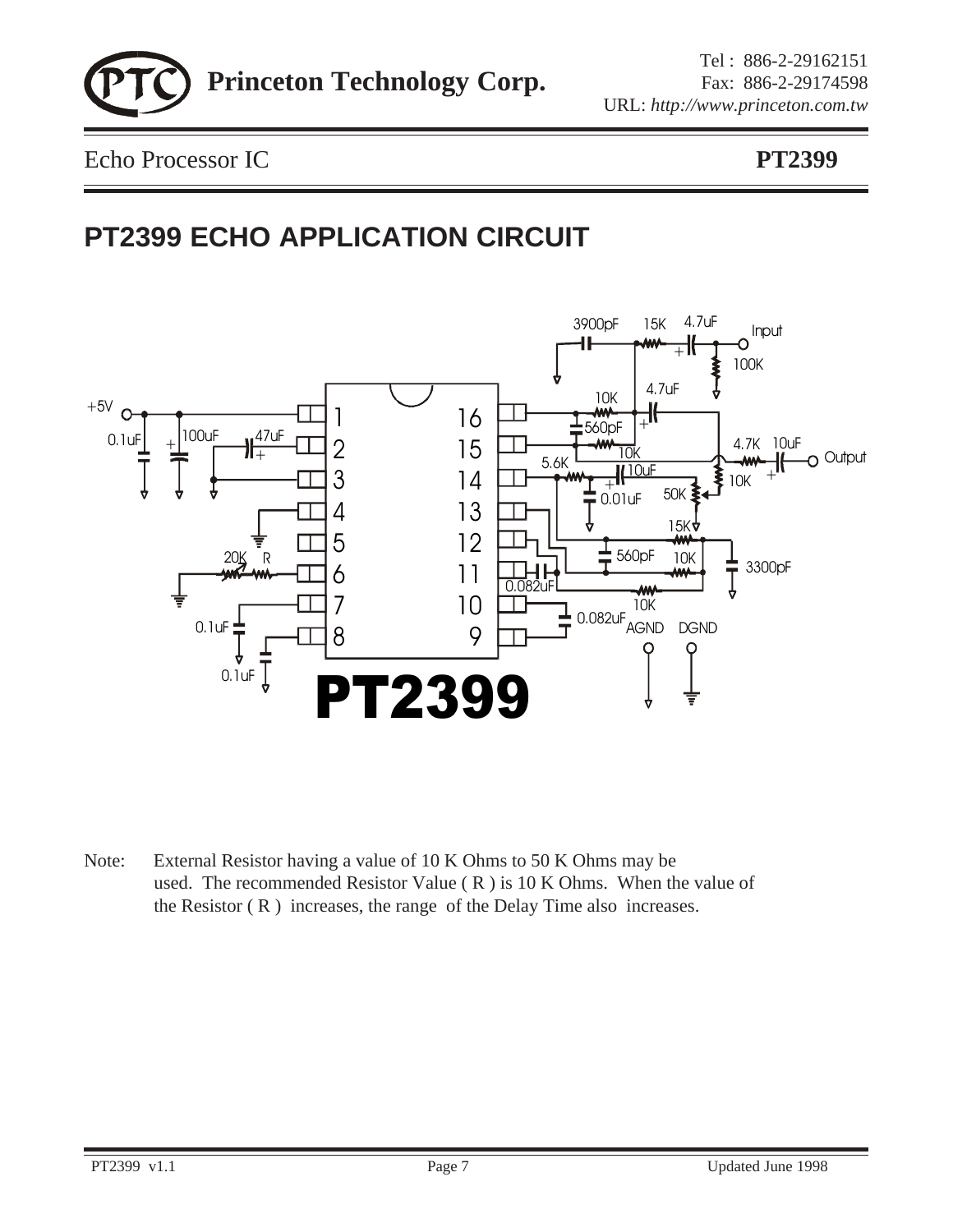# PT2399 ECHO APPLICATION CIRCUIT

Note: External Resistor having a value of 10 K Ohms to 50 K Ohms may be used. The recommended Resistor Value ( R ) is 10 K Ohms. When the value of the Resistor ( R ) increases, the range of the Delay Time also increases.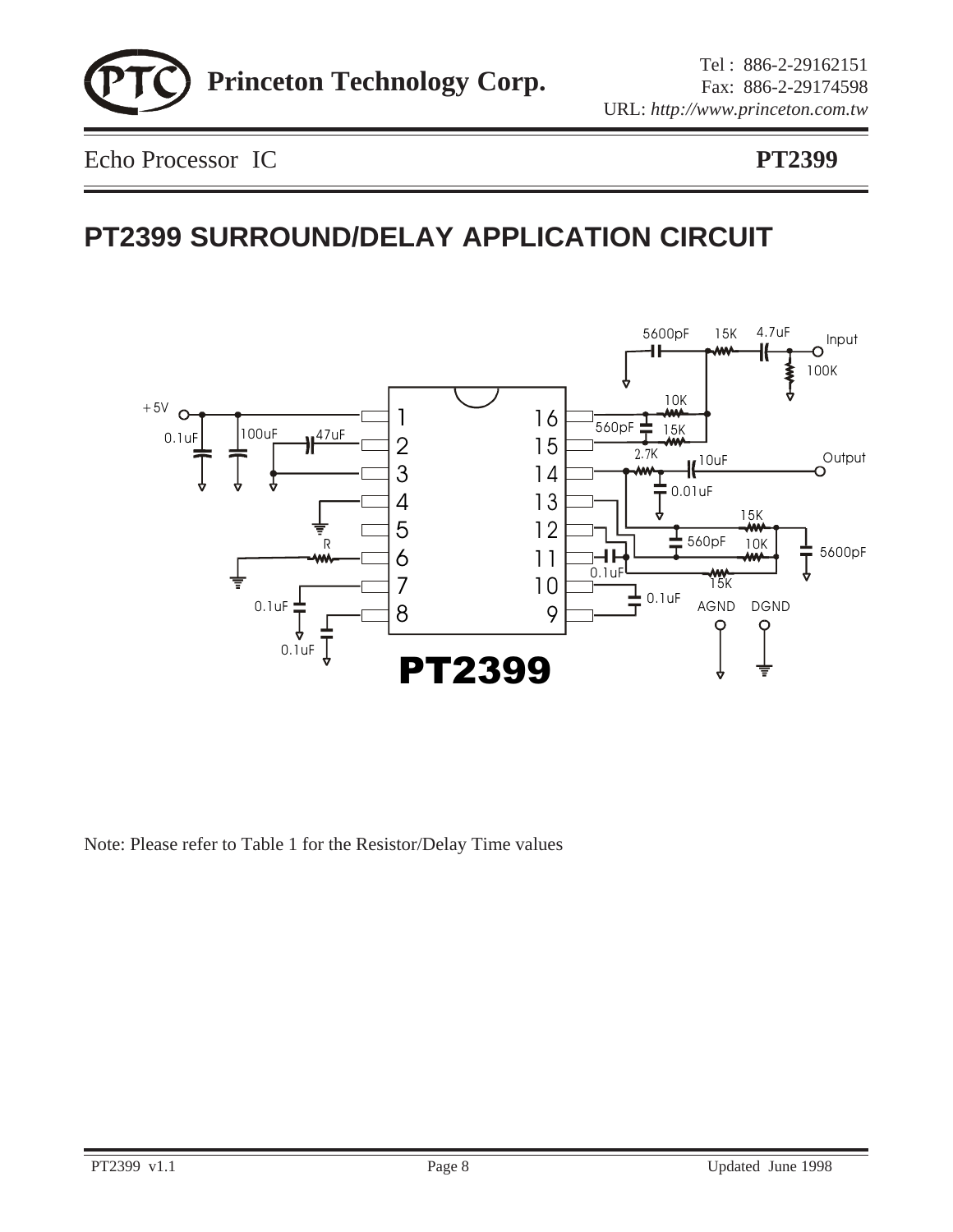## PT2399 SURROUND/DELAY APPLICATION CIRCUIT

Note: Please refer to Table 1 for the Resistor/Delay Time values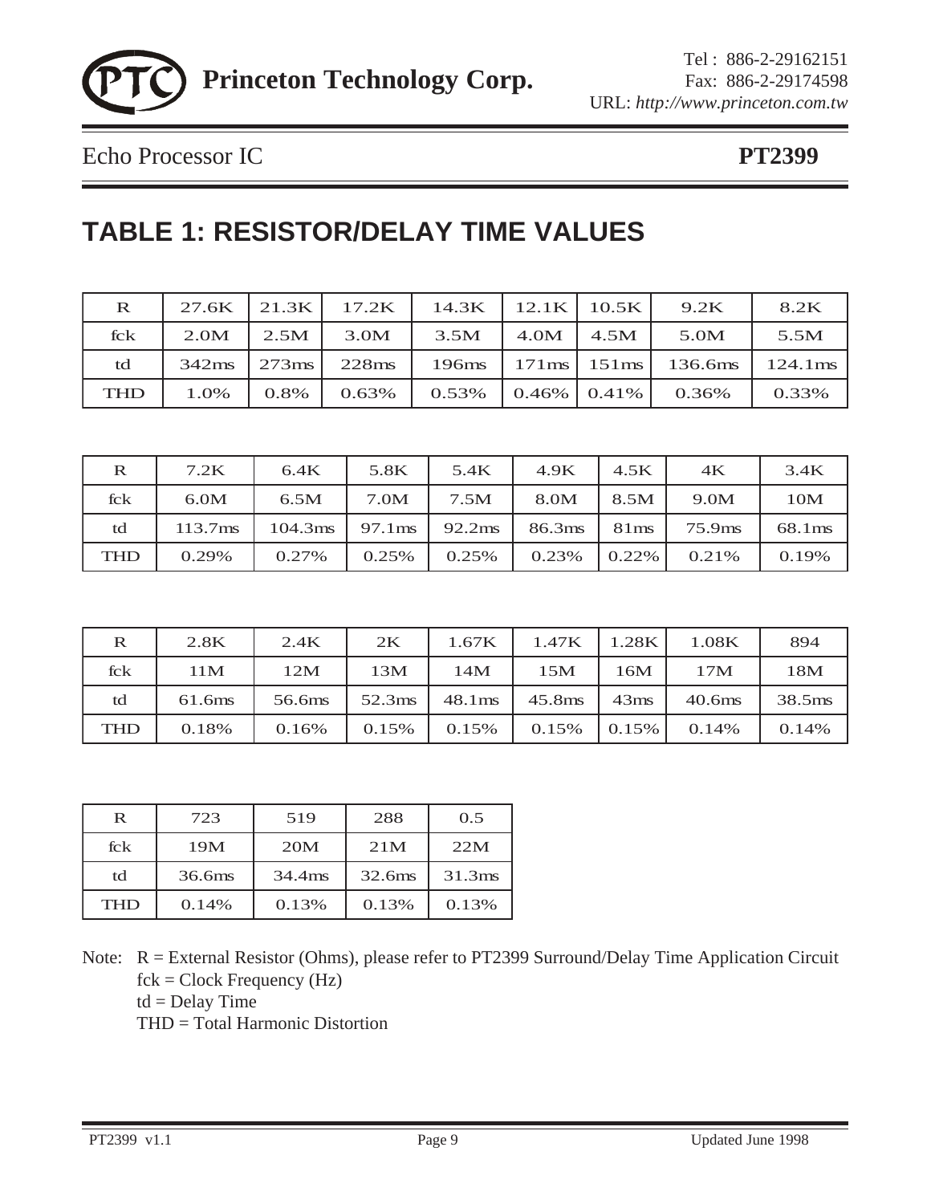# TABLE 1: RESISTOR/DELAY TIME VALUES

| R | 27.6K | 21.3K | 17.2K | 14.3K | 12.1K | 10.5K | 9.2K | 8.2K |
|---|---|---|---|---|---|---|---|---|
| fck | 2.0M | 2.5M | 3.0M | 3.5M | 4.0M | 4.5M | 5.0M | 5.5M |
| td | 342ms | 273ms | 228ms | 196ms | 171ms | 151ms | 136.6ms | 124.1ms |
| THD | 1.0% | 0.8% | 0.63% | 0.53% | 0.46% | 0.41% | 0.36% | 0.33% |

| R | 7.2K | 6.4K | 5.8K | 5.4K | 4.9K | 4.5K | 4K | 3.4K |
|---|---|---|---|---|---|---|---|---|
| fck | 6.0M | 6.5M | 7.0M | 7.5M | 8.0M | 8.5M | 9.0M | 10M |
| td | 113.7ms | 104.3ms | 97.1ms | 92.2ms | 86.3ms | 81ms | 75.9ms | 68.1ms |
| THD | 0.29% | 0.27% | 0.25% | 0.25% | 0.23% | 0.22% | 0.21% | 0.19% |

| R | 2.8K | 2.4K | 2K | 1.67K | 1.47K | 1.28K | 1.08K | 894 |
|---|---|---|---|---|---|---|---|---|
| fck | 11M | 12M | 13M | 14M | 15M | 16M | 17M | 18M |
| td | 61.6ms | 56.6ms | 52.3ms | 48.1ms | 45.8ms | 43ms | 40.6ms | 38.5ms |
| THD | 0.18% | 0.16% | 0.15% | 0.15% | 0.15% | 0.15% | 0.14% | 0.14% |

| R | 723 | 519 | 288 | 0.5 |
|---|---|---|---|---|
| fck | 19M | 20M | 21M | 22M |
| td | 36.6ms | 34.4ms | 32.6ms | 31.3ms |
| THD | 0.14% | 0.13% | 0.13% | 0.13% |

Note: R = External Resistor (Ohms), please refer to PT2399 Surround/Delay Time Application Circuit
fck = Clock Frequency (Hz)
td = Delay Time
THD = Total Harmonic Distortion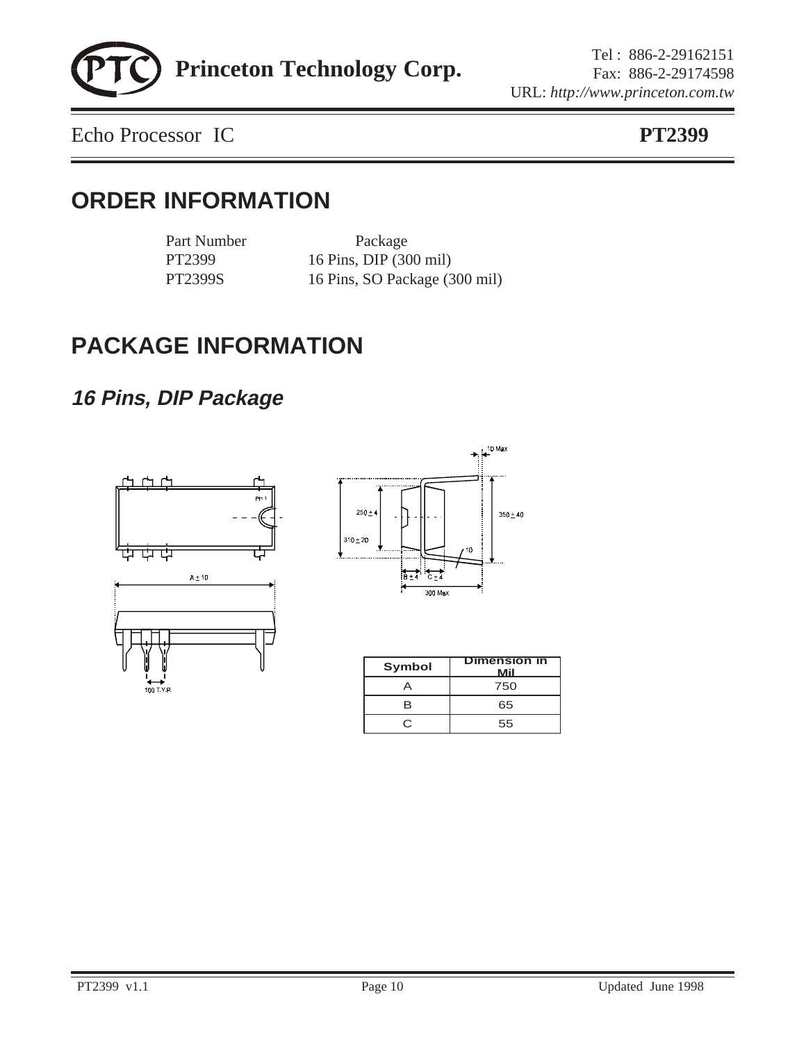# ORDER INFORMATION

| Part Number | Package |
|---|---|
| PT2399 | 16 Pins, DIP (300 mil) |
| PT2399S | 16 Pins, SO Package (300 mil) |

# PACKAGE INFORMATION

## *16 Pins, DIP Package*

| Symbol | Dimension in Mil |
|---|---|
| A | 750 |
| B | 65 |
| C | 55 |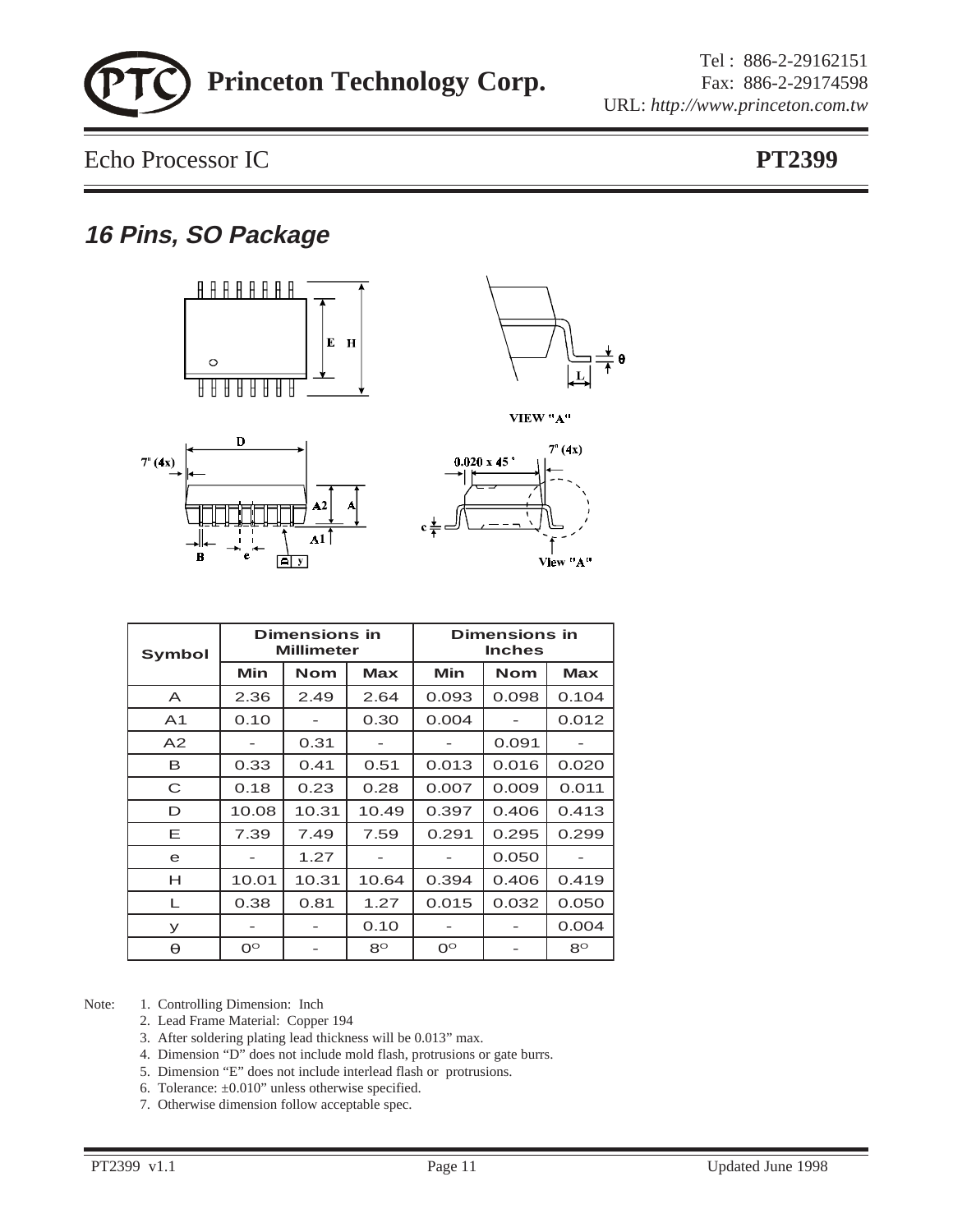## 16 Pins, SO Package

E H

VIEW "A"

θ

L

D

7° (4x)

A2 A

A1

B e y

0.020 x 45°

7° (4x)

c

View "A"

| Symbol | Dimensions in Millimeter | | | Dimensions in Inches | | |
|---|---|---|---|---|---|---|
| | Min | Nom | Max | Min | Nom | Max |
| A | 2.36 | 2.49 | 2.64 | 0.093 | 0.098 | 0.104 |
| A1 | 0.10 | - | 0.30 | 0.004 | - | 0.012 |
| A2 | - | 0.31 | - | - | 0.091 | - |
| B | 0.33 | 0.41 | 0.51 | 0.013 | 0.016 | 0.020 |
| C | 0.18 | 0.23 | 0.28 | 0.007 | 0.009 | 0.011 |
| D | 10.08 | 10.31 | 10.49 | 0.397 | 0.406 | 0.413 |
| E | 7.39 | 7.49 | 7.59 | 0.291 | 0.295 | 0.299 |
| e | - | 1.27 | - | - | 0.050 | - |
| H | 10.01 | 10.31 | 10.64 | 0.394 | 0.406 | 0.419 |
| L | 0.38 | 0.81 | 1.27 | 0.015 | 0.032 | 0.050 |
| y | - | - | 0.10 | - | - | 0.004 |
| θ | 0° | - | 8° | 0° | - | 8° |

Note:
1. Controlling Dimension: Inch
2. Lead Frame Material: Copper 194
3. After soldering plating lead thickness will be 0.013" max.
4. Dimension "D" does not include mold flash, protrusions or gate burrs.
5. Dimension "E" does not include interlead flash or protrusions.
6. Tolerance: ±0.010" unless otherwise specified.
7. Otherwise dimension follow acceptable spec.